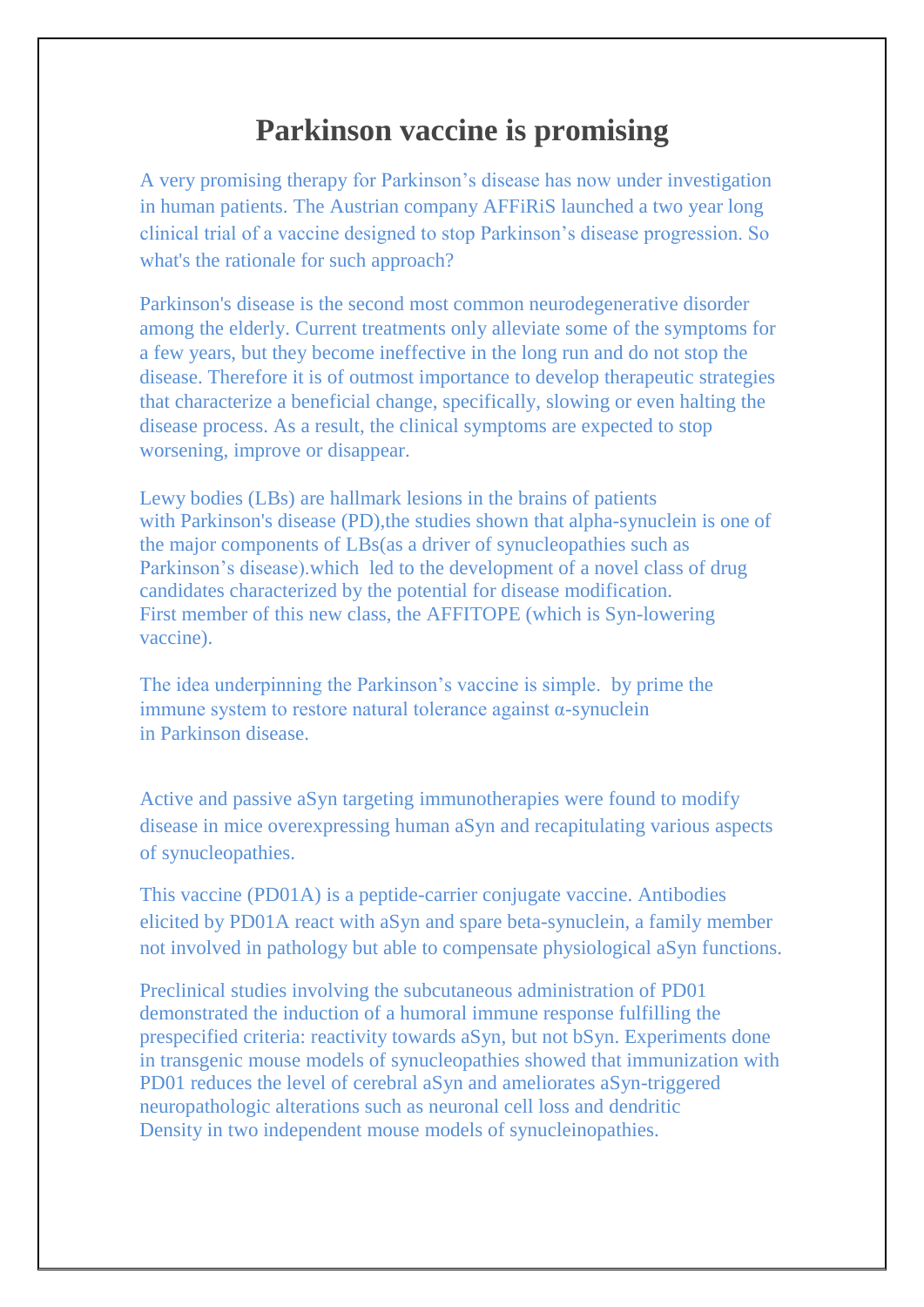# Parkinson vaccine is promising

A very promising therapy for Parkinson's disease has now under investigation in human patients. The Austrian company AFFiRiS launched a two year long clinical trial of a vaccine designed to stop Parkinson's disease progression. So what's the rationale for such approach?

Parkinson's disease is the second most common neurodegenerative disorder among the elderly. Current treatments only alleviate some of the symptoms for a few years, but they become ineffective in the long run and do not stop the disease. Therefore it is of outmost importance to develop therapeutic strategies that characterize a beneficial change, specifically, slowing or even halting the disease process. As a result, the clinical symptoms are expected to stop worsening, improve or disappear.

Lewy bodies (LBs) are hallmark lesions in the brains of patients with Parkinson's disease (PD),the studies shown that alpha-synuclein is one of the major components of LBs(as a driver of synucleopathies such as Parkinson's disease).which led to the development of a novel class of drug candidates characterized by the potential for disease modification. First member of this new class, the AFFITOPE (which is Syn-lowering vaccine).

The idea underpinning the Parkinson's vaccine is simple. by prime the immune system to restore natural tolerance against α-synuclein in Parkinson disease.

Active and passive aSyn targeting immunotherapies were found to modify disease in mice overexpressing human aSyn and recapitulating various aspects of synucleopathies.

This vaccine (PD01A) is a peptide-carrier conjugate vaccine. Antibodies elicited by PD01A react with aSyn and spare beta-synuclein, a family member not involved in pathology but able to compensate physiological aSyn functions.

Preclinical studies involving the subcutaneous administration of PD01 demonstrated the induction of a humoral immune response fulfilling the prespecified criteria: reactivity towards aSyn, but not bSyn. Experiments done in transgenic mouse models of synucleopathies showed that immunization with PD01 reduces the level of cerebral aSyn and ameliorates aSyn-triggered neuropathologic alterations such as neuronal cell loss and dendritic Density in two independent mouse models of synucleinopathies.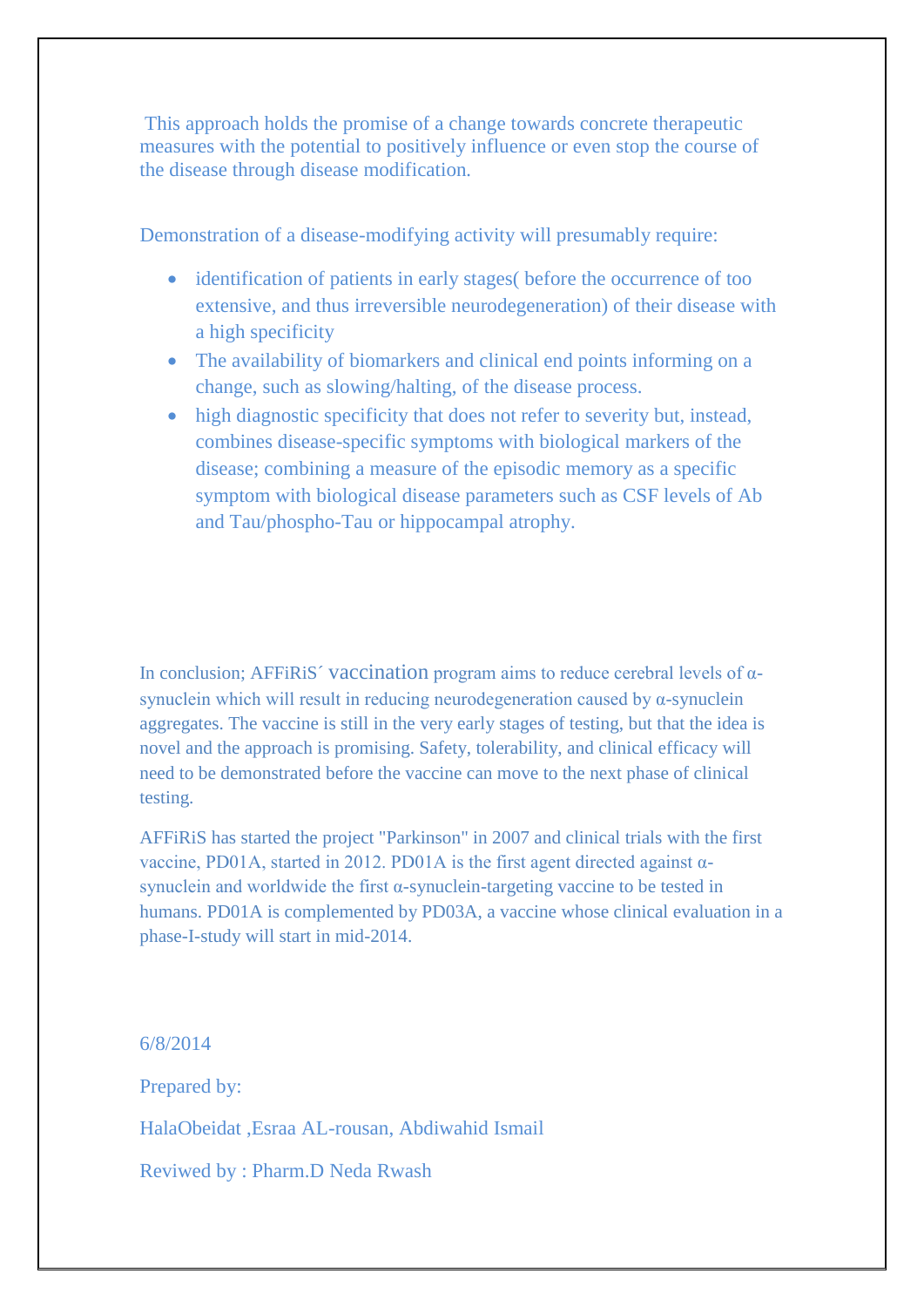This approach holds the promise of a change towards concrete therapeutic measures with the potential to positively influence or even stop the course of the disease through disease modification.

Demonstration of a disease-modifying activity will presumably require:

- identification of patients in early stages( before the occurrence of too extensive, and thus irreversible neurodegeneration) of their disease with a high specificity
- The availability of biomarkers and clinical end points informing on a change, such as slowing/halting, of the disease process.
- high diagnostic specificity that does not refer to severity but, instead, combines disease-specific symptoms with biological markers of the disease; combining a measure of the episodic memory as a specific symptom with biological disease parameters such as CSF levels of Ab and Tau/phospho-Tau or hippocampal atrophy.

In conclusion; AFFiRiS´ vaccination program aims to reduce cerebral levels of α-synuclein which will result in reducing neurodegeneration caused by α-synuclein aggregates. The vaccine is still in the very early stages of testing, but that the idea is novel and the approach is promising. Safety, tolerability, and clinical efficacy will need to be demonstrated before the vaccine can move to the next phase of clinical testing.

AFFiRiS has started the project "Parkinson" in 2007 and clinical trials with the first vaccine, PD01A, started in 2012. PD01A is the first agent directed against α-synuclein and worldwide the first α-synuclein-targeting vaccine to be tested in humans. PD01A is complemented by PD03A, a vaccine whose clinical evaluation in a phase-I-study will start in mid-2014.

6/8/2014

Prepared by:

HalaObeidat ,Esraa AL-rousan, Abdiwahid Ismail

Reviwed by : Pharm.D Neda Rwash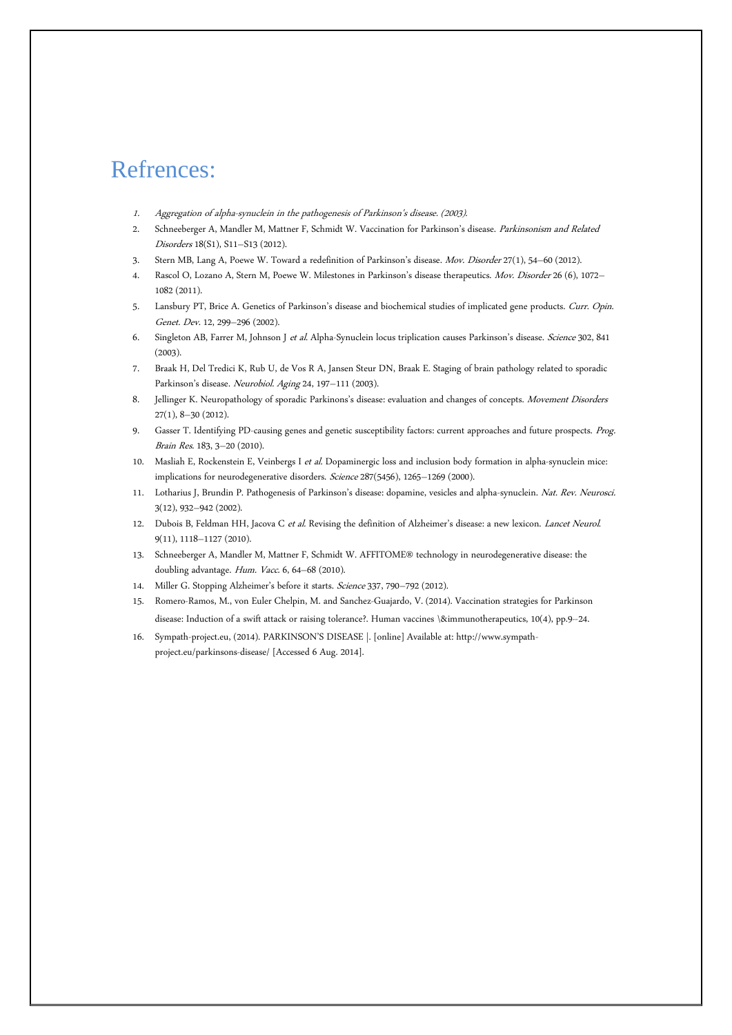# Refrences:

1. *Aggregation of alpha-synuclein in the pathogenesis of Parkinson's disease. (2003).*
2. Schneeberger A, Mandler M, Mattner F, Schmidt W. Vaccination for Parkinson's disease. *Parkinsonism and Related Disorders* 18(S1), S11–S13 (2012).
3. Stern MB, Lang A, Poewe W. Toward a redefinition of Parkinson's disease. *Mov. Disorder* 27(1), 54–60 (2012).
4. Rascol O, Lozano A, Stern M, Poewe W. Milestones in Parkinson's disease therapeutics. *Mov. Disorder* 26 (6), 1072–1082 (2011).
5. Lansbury PT, Brice A. Genetics of Parkinson's disease and biochemical studies of implicated gene products. *Curr. Opin. Genet. Dev.* 12, 299–296 (2002).
6. Singleton AB, Farrer M, Johnson J *et al.* Alpha-Synuclein locus triplication causes Parkinson's disease. *Science* 302, 841 (2003).
7. Braak H, Del Tredici K, Rub U, de Vos R A, Jansen Steur DN, Braak E. Staging of brain pathology related to sporadic Parkinson's disease. *Neurobiol. Aging* 24, 197–111 (2003).
8. Jellinger K. Neuropathology of sporadic Parkinons's disease: evaluation and changes of concepts. *Movement Disorders* 27(1), 8–30 (2012).
9. Gasser T. Identifying PD-causing genes and genetic susceptibility factors: current approaches and future prospects. *Prog. Brain Res.* 183, 3–20 (2010).
10. Masliah E, Rockenstein E, Veinbergs I *et al.* Dopaminergic loss and inclusion body formation in alpha-synuclein mice: implications for neurodegenerative disorders. *Science* 287(5456), 1265–1269 (2000).
11. Lotharius J, Brundin P. Pathogenesis of Parkinson's disease: dopamine, vesicles and alpha-synuclein. *Nat. Rev. Neurosci.* 3(12), 932–942 (2002).
12. Dubois B, Feldman HH, Jacova C *et al.* Revising the definition of Alzheimer's disease: a new lexicon. *Lancet Neurol.* 9(11), 1118–1127 (2010).
13. Schneeberger A, Mandler M, Mattner F, Schmidt W. AFFITOME® technology in neurodegenerative disease: the doubling advantage. *Hum. Vacc.* 6, 64–68 (2010).
14. Miller G. Stopping Alzheimer's before it starts. *Science* 337, 790–792 (2012).
15. Romero-Ramos, M., von Euler Chelpin, M. and Sanchez-Guajardo, V. (2014). Vaccination strategies for Parkinson disease: Induction of a swift attack or raising tolerance?. Human vaccines \&immunotherapeutics, 10(4), pp.9–24.
16. Sympath-project.eu, (2014). PARKINSON'S DISEASE |. [online] Available at: http://www.sympath-project.eu/parkinsons-disease/ [Accessed 6 Aug. 2014].